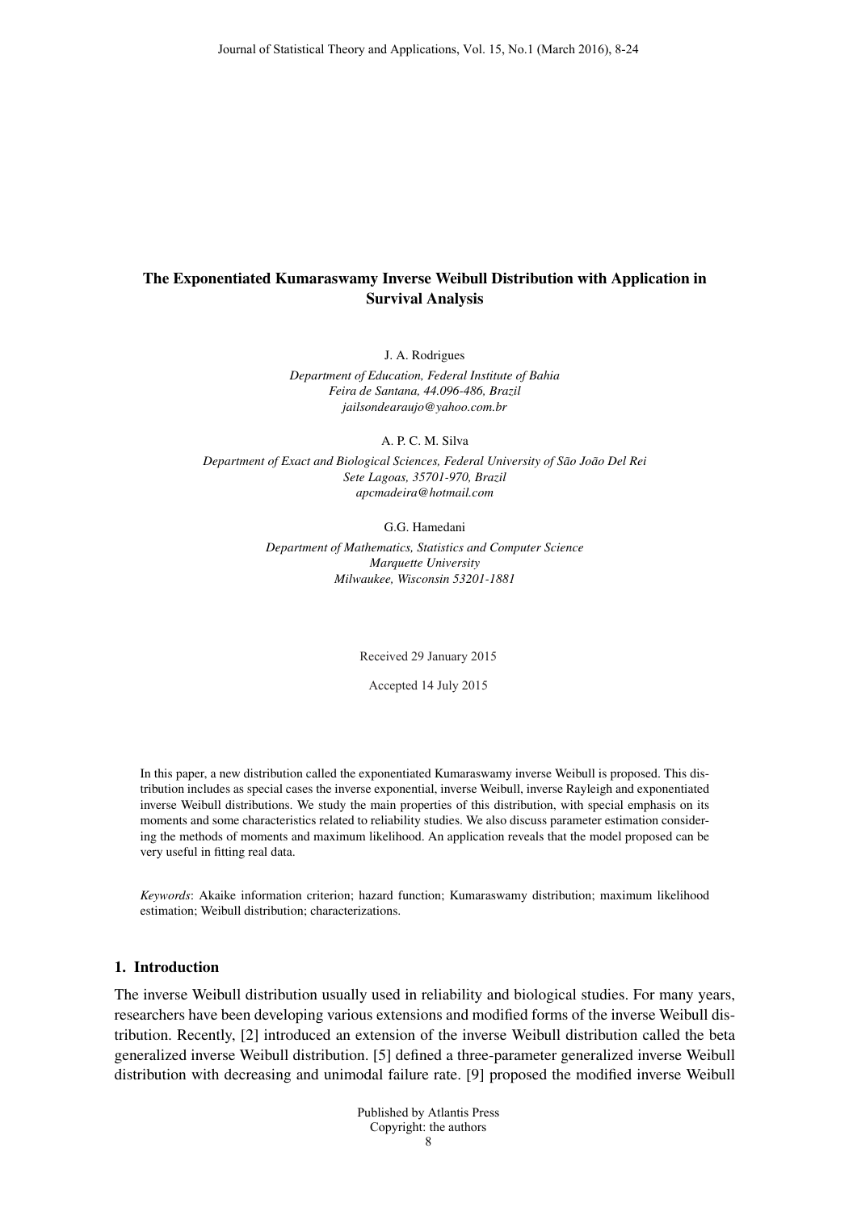# The Exponentiated Kumaraswamy Inverse Weibull Distribution with Application in Survival Analysis

J. A. Rodrigues

*Department of Education, Federal Institute of Bahia*
*Feira de Santana, 44.096-486, Brazil*
*jailsondearaujo@yahoo.com.br*

A. P. C. M. Silva

*Department of Exact and Biological Sciences, Federal University of São João Del Rei*
*Sete Lagoas, 35701-970, Brazil*
*apcmadeira@hotmail.com*

G.G. Hamedani

*Department of Mathematics, Statistics and Computer Science*
*Marquette University*
*Milwaukee, Wisconsin 53201-1881*

Received 29 January 2015

Accepted 14 July 2015

In this paper, a new distribution called the exponentiated Kumaraswamy inverse Weibull is proposed. This distribution includes as special cases the inverse exponential, inverse Weibull, inverse Rayleigh and exponentiated inverse Weibull distributions. We study the main properties of this distribution, with special emphasis on its moments and some characteristics related to reliability studies. We also discuss parameter estimation considering the methods of moments and maximum likelihood. An application reveals that the model proposed can be very useful in fitting real data.

*Keywords*: Akaike information criterion; hazard function; Kumaraswamy distribution; maximum likelihood estimation; Weibull distribution; characterizations.

## 1. Introduction

The inverse Weibull distribution usually used in reliability and biological studies. For many years, researchers have been developing various extensions and modified forms of the inverse Weibull distribution. Recently, [2] introduced an extension of the inverse Weibull distribution called the beta generalized inverse Weibull distribution. [5] defined a three-parameter generalized inverse Weibull distribution with decreasing and unimodal failure rate. [9] proposed the modified inverse Weibull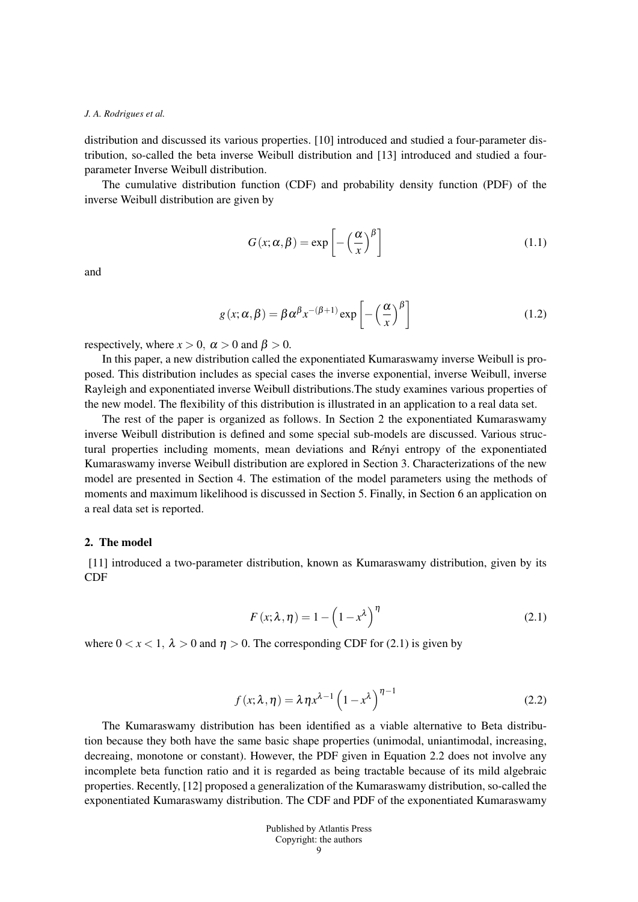distribution and discussed its various properties. [10] introduced and studied a four-parameter distribution, so-called the beta inverse Weibull distribution and [13] introduced and studied a four-parameter Inverse Weibull distribution.

The cumulative distribution function (CDF) and probability density function (PDF) of the inverse Weibull distribution are given by

$$G(x;\alpha,\beta) = \exp\left[-\left(\frac{\alpha}{x}\right)^{\beta}\right] \tag{1.1}$$

and

$$g(x;\alpha,\beta) = \beta\alpha^{\beta}x^{-(\beta+1)}\exp\left[-\left(\frac{\alpha}{x}\right)^{\beta}\right] \tag{1.2}$$

respectively, where $x > 0,\ \alpha > 0$ and $\beta > 0$.

In this paper, a new distribution called the exponentiated Kumaraswamy inverse Weibull is proposed. This distribution includes as special cases the inverse exponential, inverse Weibull, inverse Rayleigh and exponentiated inverse Weibull distributions.The study examines various properties of the new model. The flexibility of this distribution is illustrated in an application to a real data set.

The rest of the paper is organized as follows. In Section 2 the exponentiated Kumaraswamy inverse Weibull distribution is defined and some special sub-models are discussed. Various structural properties including moments, mean deviations and R*é*nyi entropy of the exponentiated Kumaraswamy inverse Weibull distribution are explored in Section 3. Characterizations of the new model are presented in Section 4. The estimation of the model parameters using the methods of moments and maximum likelihood is discussed in Section 5. Finally, in Section 6 an application on a real data set is reported.

## 2. The model

[11] introduced a two-parameter distribution, known as Kumaraswamy distribution, given by its CDF

$$F(x;\lambda,\eta) = 1-\left(1-x^{\lambda}\right)^{\eta} \tag{2.1}$$

where $0 < x < 1,\ \lambda > 0$ and $\eta > 0$. The corresponding CDF for (2.1) is given by

$$f(x;\lambda,\eta) = \lambda\eta x^{\lambda-1}\left(1-x^{\lambda}\right)^{\eta-1} \tag{2.2}$$

The Kumaraswamy distribution has been identified as a viable alternative to Beta distribution because they both have the same basic shape properties (unimodal, uniantimodal, increasing, decreaing, monotone or constant). However, the PDF given in Equation 2.2 does not involve any incomplete beta function ratio and it is regarded as being tractable because of its mild algebraic properties. Recently, [12] proposed a generalization of the Kumaraswamy distribution, so-called the exponentiated Kumaraswamy distribution. The CDF and PDF of the exponentiated Kumaraswamy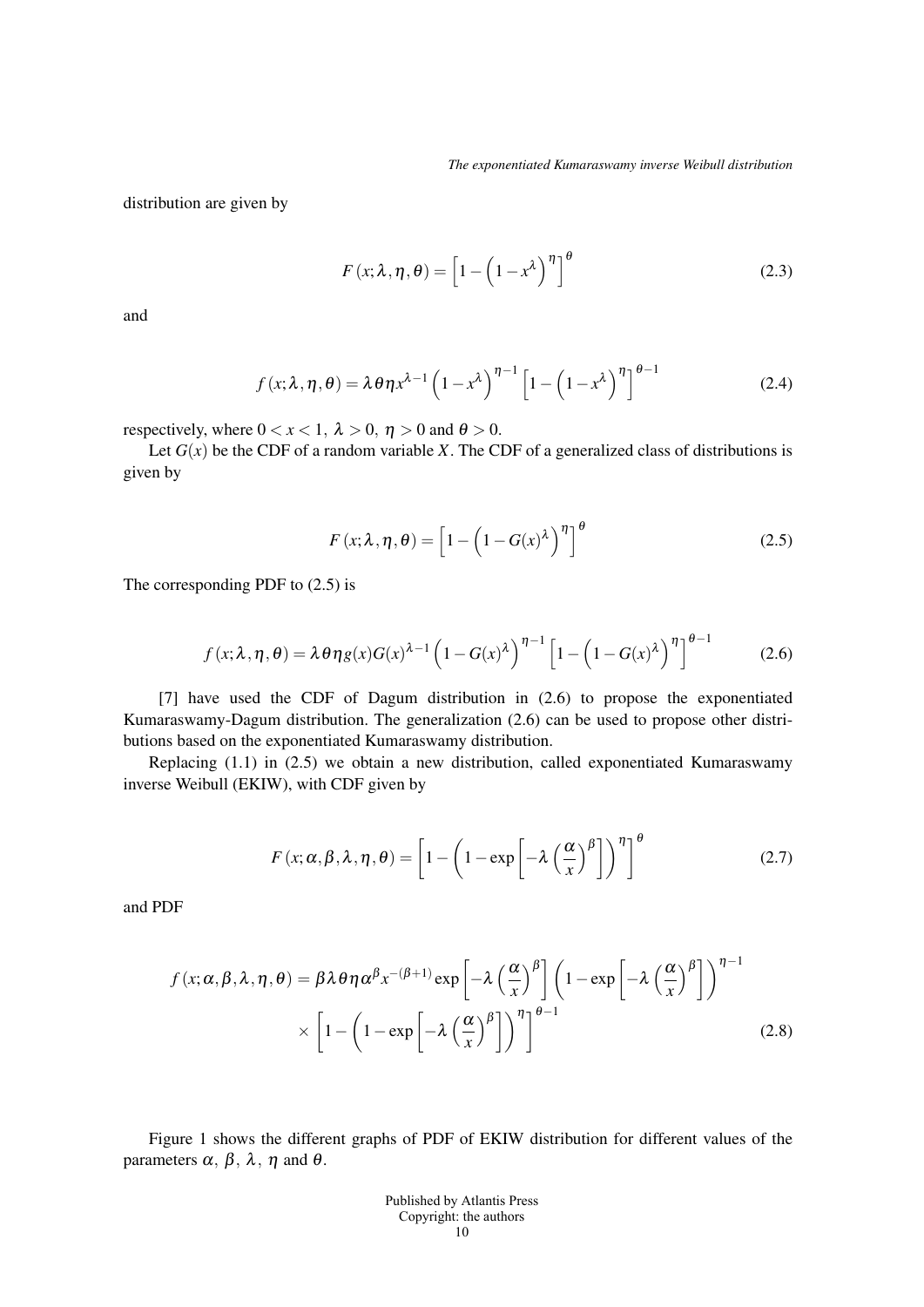distribution are given by

$$F(x;\lambda,\eta,\theta) = \left[1-\left(1-x^{\lambda}\right)^{\eta}\right]^{\theta} \tag{2.3}$$

and

$$f(x;\lambda,\eta,\theta) = \lambda\theta\eta x^{\lambda-1}\left(1-x^{\lambda}\right)^{\eta-1}\left[1-\left(1-x^{\lambda}\right)^{\eta}\right]^{\theta-1} \tag{2.4}$$

respectively, where $0 < x < 1$, $\lambda > 0$, $\eta > 0$ and $\theta > 0$.

Let $G(x)$ be the CDF of a random variable $X$. The CDF of a generalized class of distributions is given by

$$F(x;\lambda,\eta,\theta) = \left[1-\left(1-G(x)^{\lambda}\right)^{\eta}\right]^{\theta} \tag{2.5}$$

The corresponding PDF to (2.5) is

$$f(x;\lambda,\eta,\theta) = \lambda\theta\eta g(x)G(x)^{\lambda-1}\left(1-G(x)^{\lambda}\right)^{\eta-1}\left[1-\left(1-G(x)^{\lambda}\right)^{\eta}\right]^{\theta-1} \tag{2.6}$$

[7] have used the CDF of Dagum distribution in (2.6) to propose the exponentiated Kumaraswamy-Dagum distribution. The generalization (2.6) can be used to propose other distributions based on the exponentiated Kumaraswamy distribution.

Replacing (1.1) in (2.5) we obtain a new distribution, called exponentiated Kumaraswamy inverse Weibull (EKIW), with CDF given by

$$F(x;\alpha,\beta,\lambda,\eta,\theta) = \left[1-\left(1-\exp\left[-\lambda\left(\frac{\alpha}{x}\right)^{\beta}\right]\right)^{\eta}\right]^{\theta} \tag{2.7}$$

and PDF

$$\begin{aligned} f(x;\alpha,\beta,\lambda,\eta,\theta) = \beta\lambda\theta\eta\alpha^{\beta}x^{-(\beta+1)}\exp\left[-\lambda\left(\frac{\alpha}{x}\right)^{\beta}\right]\left(1-\exp\left[-\lambda\left(\frac{\alpha}{x}\right)^{\beta}\right]\right)^{\eta-1} \\ \times\left[1-\left(1-\exp\left[-\lambda\left(\frac{\alpha}{x}\right)^{\beta}\right]\right)^{\eta}\right]^{\theta-1} \end{aligned} \tag{2.8}$$

Figure 1 shows the different graphs of PDF of EKIW distribution for different values of the parameters $\alpha$, $\beta$, $\lambda$, $\eta$ and $\theta$.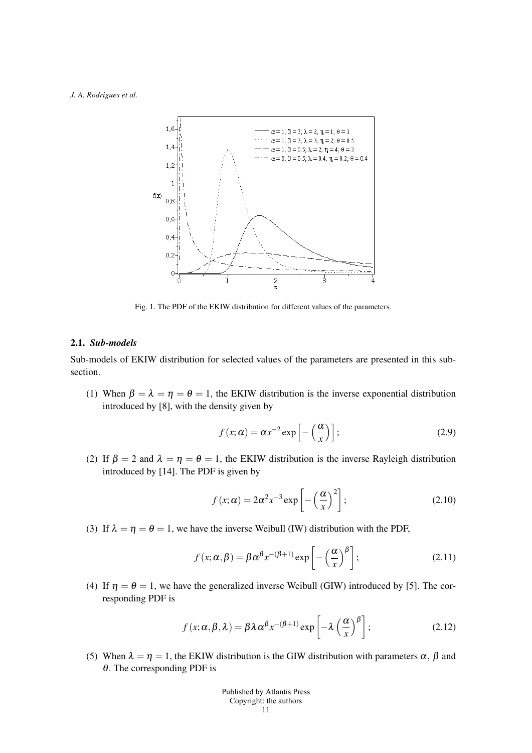Fig. 1. The PDF of the EKIW distribution for different values of the parameters.

### 2.1. *Sub-models*

Sub-models of EKIW distribution for selected values of the parameters are presented in this subsection.

(1) When $\beta = \lambda = \eta = \theta = 1$, the EKIW distribution is the inverse exponential distribution introduced by [8], with the density given by

$$f(x;\alpha) = \alpha x^{-2} \exp\left[-\left(\frac{\alpha}{x}\right)\right]; \tag{2.9}$$

(2) If $\beta = 2$ and $\lambda = \eta = \theta = 1$, the EKIW distribution is the inverse Rayleigh distribution introduced by [14]. The PDF is given by

$$f(x;\alpha) = 2\alpha^2 x^{-3} \exp\left[-\left(\frac{\alpha}{x}\right)^2\right]; \tag{2.10}$$

(3) If $\lambda = \eta = \theta = 1$, we have the inverse Weibull (IW) distribution with the PDF,

$$f(x;\alpha,\beta) = \beta\alpha^{\beta} x^{-(\beta+1)} \exp\left[-\left(\frac{\alpha}{x}\right)^{\beta}\right]; \tag{2.11}$$

(4) If $\eta = \theta = 1$, we have the generalized inverse Weibull (GIW) introduced by [5]. The corresponding PDF is

$$f(x;\alpha,\beta,\lambda) = \beta\lambda\alpha^{\beta} x^{-(\beta+1)} \exp\left[-\lambda\left(\frac{\alpha}{x}\right)^{\beta}\right]; \tag{2.12}$$

(5) When $\lambda = \eta = 1$, the EKIW distribution is the GIW distribution with parameters $\alpha$, $\beta$ and $\theta$. The corresponding PDF is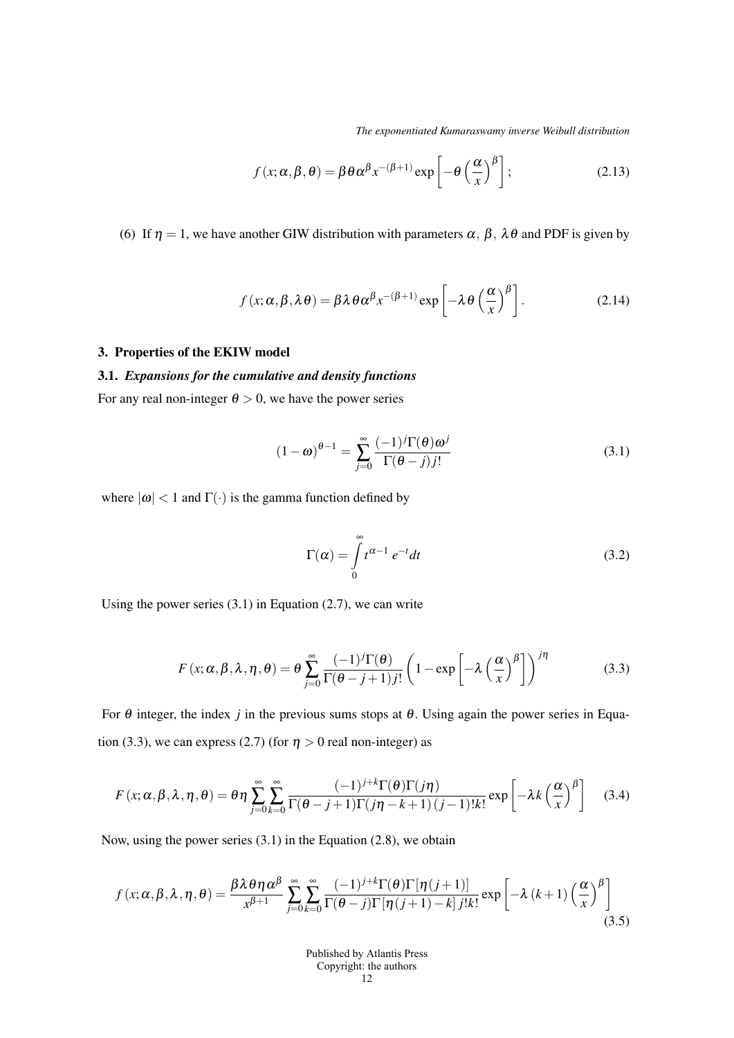$$f(x;\alpha,\beta,\theta)=\beta\theta\alpha^{\beta}x^{-(\beta+1)}\exp\left[-\theta\left(\frac{\alpha}{x}\right)^{\beta}\right]; \tag{2.13}$$

(6) If $\eta=1$, we have another GIW distribution with parameters $\alpha,\ \beta,\ \lambda\theta$ and PDF is given by

$$f(x;\alpha,\beta,\lambda\theta)=\beta\lambda\theta\alpha^{\beta}x^{-(\beta+1)}\exp\left[-\lambda\theta\left(\frac{\alpha}{x}\right)^{\beta}\right]. \tag{2.14}$$

## 3. Properties of the EKIW model

### 3.1. *Expansions for the cumulative and density functions*

For any real non-integer $\theta>0$, we have the power series

$$(1-\omega)^{\theta-1}=\sum_{j=0}^{\infty}\frac{(-1)^{j}\Gamma(\theta)\omega^{j}}{\Gamma(\theta-j)j!} \tag{3.1}$$

where $|\omega|<1$ and $\Gamma(\cdot)$ is the gamma function defined by

$$\Gamma(\alpha)=\int_{0}^{\infty}t^{\alpha-1}\,e^{-t}dt \tag{3.2}$$

Using the power series (3.1) in Equation (2.7), we can write

$$F(x;\alpha,\beta,\lambda,\eta,\theta)=\theta\sum_{j=0}^{\infty}\frac{(-1)^{j}\Gamma(\theta)}{\Gamma(\theta-j+1)j!}\left(1-\exp\left[-\lambda\left(\frac{\alpha}{x}\right)^{\beta}\right]\right)^{j\eta} \tag{3.3}$$

For $\theta$ integer, the index $j$ in the previous sums stops at $\theta$. Using again the power series in Equation (3.3), we can express (2.7) (for $\eta>0$ real non-integer) as

$$F(x;\alpha,\beta,\lambda,\eta,\theta)=\theta\eta\sum_{j=0}^{\infty}\sum_{k=0}^{\infty}\frac{(-1)^{j+k}\Gamma(\theta)\Gamma(j\eta)}{\Gamma(\theta-j+1)\Gamma(j\eta-k+1)\,(j-1)!k!}\exp\left[-\lambda k\left(\frac{\alpha}{x}\right)^{\beta}\right] \tag{3.4}$$

Now, using the power series (3.1) in the Equation (2.8), we obtain

$$f(x;\alpha,\beta,\lambda,\eta,\theta)=\frac{\beta\lambda\theta\eta\alpha^{\beta}}{x^{\beta+1}}\sum_{j=0}^{\infty}\sum_{k=0}^{\infty}\frac{(-1)^{j+k}\Gamma(\theta)\Gamma[\eta(j+1)]}{\Gamma(\theta-j)\Gamma[\eta(j+1)-k]\,j!k!}\exp\left[-\lambda\,(k+1)\left(\frac{\alpha}{x}\right)^{\beta}\right] \tag{3.5}$$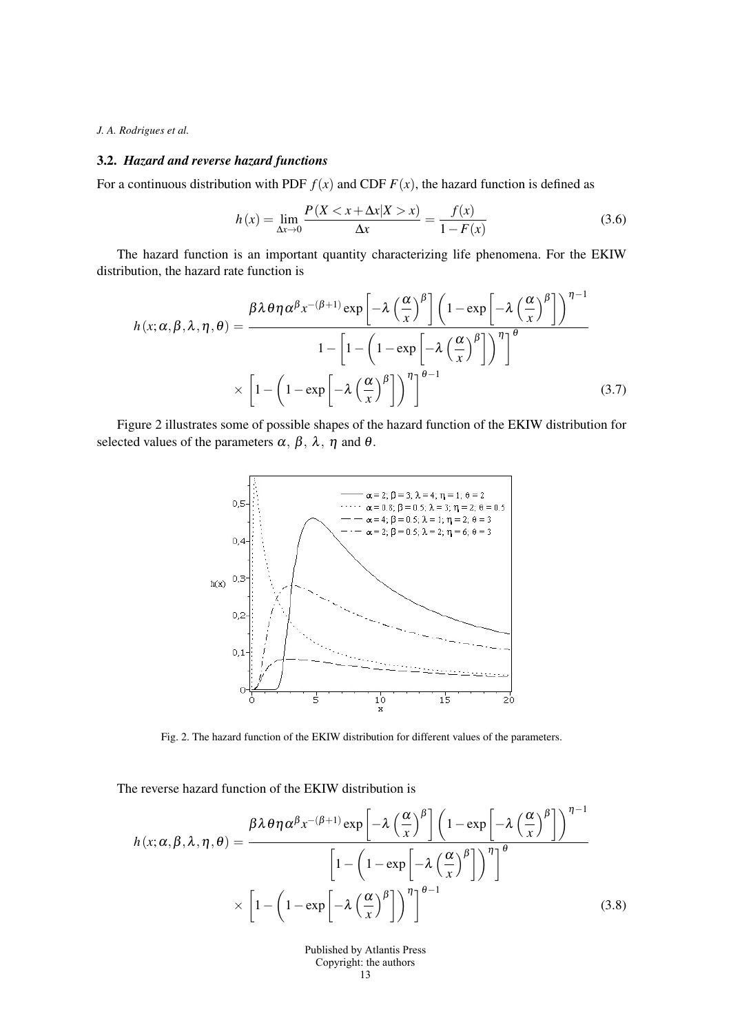### 3.2. *Hazard and reverse hazard functions*

For a continuous distribution with PDF $f(x)$ and CDF $F(x)$, the hazard function is defined as

$$h(x) = \lim_{\Delta x \to 0} \frac{P(X < x + \Delta x | X > x)}{\Delta x} = \frac{f(x)}{1 - F(x)} \tag{3.6}$$

The hazard function is an important quantity characterizing life phenomena. For the EKIW distribution, the hazard rate function is

$$h(x;\alpha,\beta,\lambda,\eta,\theta) = \frac{\beta\lambda\theta\eta\alpha^{\beta}x^{-(\beta+1)}\exp\left[-\lambda\left(\frac{\alpha}{x}\right)^{\beta}\right]\left(1-\exp\left[-\lambda\left(\frac{\alpha}{x}\right)^{\beta}\right]\right)^{\eta-1}}{1-\left[1-\left(1-\exp\left[-\lambda\left(\frac{\alpha}{x}\right)^{\beta}\right]\right)^{\eta}\right]^{\theta}} \times \left[1-\left(1-\exp\left[-\lambda\left(\frac{\alpha}{x}\right)^{\beta}\right]\right)^{\eta}\right]^{\theta-1} \tag{3.7}$$

Figure 2 illustrates some of possible shapes of the hazard function of the EKIW distribution for selected values of the parameters $\alpha$, $\beta$, $\lambda$, $\eta$ and $\theta$.

Fig. 2. The hazard function of the EKIW distribution for different values of the parameters.

The reverse hazard function of the EKIW distribution is

$$h(x;\alpha,\beta,\lambda,\eta,\theta) = \frac{\beta\lambda\theta\eta\alpha^{\beta}x^{-(\beta+1)}\exp\left[-\lambda\left(\frac{\alpha}{x}\right)^{\beta}\right]\left(1-\exp\left[-\lambda\left(\frac{\alpha}{x}\right)^{\beta}\right]\right)^{\eta-1}}{\left[1-\left(1-\exp\left[-\lambda\left(\frac{\alpha}{x}\right)^{\beta}\right]\right)^{\eta}\right]^{\theta}} \times \left[1-\left(1-\exp\left[-\lambda\left(\frac{\alpha}{x}\right)^{\beta}\right]\right)^{\eta}\right]^{\theta-1} \tag{3.8}$$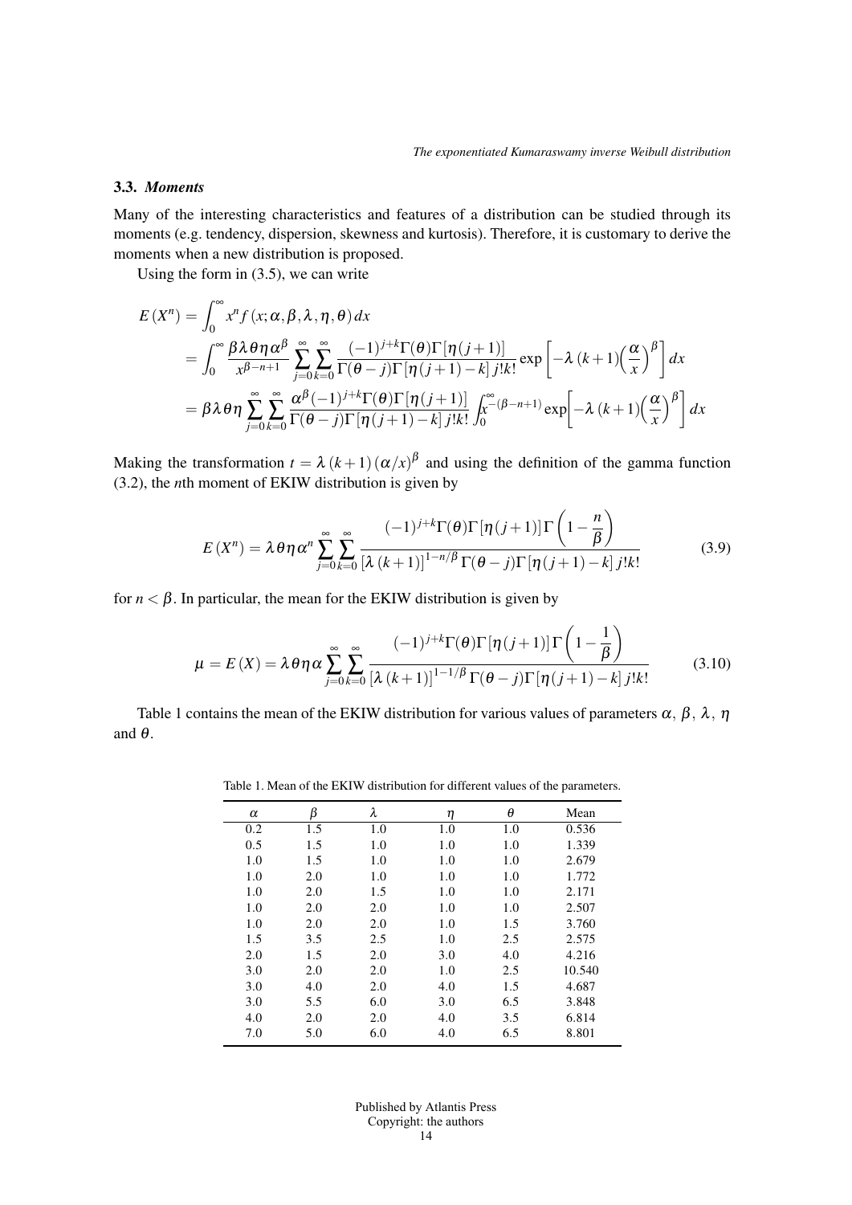### 3.3. *Moments*

Many of the interesting characteristics and features of a distribution can be studied through its moments (e.g. tendency, dispersion, skewness and kurtosis). Therefore, it is customary to derive the moments when a new distribution is proposed.

Using the form in (3.5), we can write

$$
\begin{aligned}
E\left(X^{n}\right) &= \int_{0}^{\infty} x^{n} f\left(x;\alpha,\beta,\lambda,\eta,\theta\right) dx \\
&= \int_{0}^{\infty} \frac{\beta\lambda\theta\eta\alpha^{\beta}}{x^{\beta-n+1}} \sum_{j=0}^{\infty}\sum_{k=0}^{\infty} \frac{(-1)^{j+k}\Gamma(\theta)\Gamma[\eta(j+1)]}{\Gamma(\theta-j)\Gamma[\eta(j+1)-k]\,j!k!} \exp\left[-\lambda\left(k+1\right)\left(\frac{\alpha}{x}\right)^{\beta}\right] dx \\
&= \beta\lambda\theta\eta \sum_{j=0}^{\infty}\sum_{k=0}^{\infty} \frac{\alpha^{\beta}(-1)^{j+k}\Gamma(\theta)\Gamma[\eta(j+1)]}{\Gamma(\theta-j)\Gamma[\eta(j+1)-k]\,j!k!} \int_{0}^{\infty} x^{-(\beta-n+1)} \exp\left[-\lambda\left(k+1\right)\left(\frac{\alpha}{x}\right)^{\beta}\right] dx
\end{aligned}
$$

Making the transformation $t=\lambda\left(k+1\right)\left(\alpha/x\right)^{\beta}$ and using the definition of the gamma function (3.2), the $n$th moment of EKIW distribution is given by

$$
E\left(X^{n}\right) = \lambda\theta\eta\alpha^{n} \sum_{j=0}^{\infty}\sum_{k=0}^{\infty} \frac{(-1)^{j+k}\Gamma(\theta)\Gamma[\eta(j+1)]\,\Gamma\left(1-\dfrac{n}{\beta}\right)}{\left[\lambda\left(k+1\right)\right]^{1-n/\beta}\Gamma(\theta-j)\Gamma[\eta(j+1)-k]\,j!k!} \tag{3.9}
$$

for $n<\beta$. In particular, the mean for the EKIW distribution is given by

$$
\mu = E\left(X\right) = \lambda\theta\eta\alpha \sum_{j=0}^{\infty}\sum_{k=0}^{\infty} \frac{(-1)^{j+k}\Gamma(\theta)\Gamma[\eta(j+1)]\,\Gamma\left(1-\dfrac{1}{\beta}\right)}{\left[\lambda\left(k+1\right)\right]^{1-1/\beta}\Gamma(\theta-j)\Gamma[\eta(j+1)-k]\,j!k!} \tag{3.10}
$$

Table 1 contains the mean of the EKIW distribution for various values of parameters $\alpha$, $\beta$, $\lambda$, $\eta$ and $\theta$.

Table 1. Mean of the EKIW distribution for different values of the parameters.

| $\alpha$ | $\beta$ | $\lambda$ | $\eta$ | $\theta$ | Mean |
|---|---|---|---|---|---|
| 0.2 | 1.5 | 1.0 | 1.0 | 1.0 | 0.536 |
| 0.5 | 1.5 | 1.0 | 1.0 | 1.0 | 1.339 |
| 1.0 | 1.5 | 1.0 | 1.0 | 1.0 | 2.679 |
| 1.0 | 2.0 | 1.0 | 1.0 | 1.0 | 1.772 |
| 1.0 | 2.0 | 1.5 | 1.0 | 1.0 | 2.171 |
| 1.0 | 2.0 | 2.0 | 1.0 | 1.0 | 2.507 |
| 1.0 | 2.0 | 2.0 | 1.0 | 1.5 | 3.760 |
| 1.5 | 3.5 | 2.5 | 1.0 | 2.5 | 2.575 |
| 2.0 | 1.5 | 2.0 | 3.0 | 4.0 | 4.216 |
| 3.0 | 2.0 | 2.0 | 1.0 | 2.5 | 10.540 |
| 3.0 | 4.0 | 2.0 | 4.0 | 1.5 | 4.687 |
| 3.0 | 5.5 | 6.0 | 3.0 | 6.5 | 3.848 |
| 4.0 | 2.0 | 2.0 | 4.0 | 3.5 | 6.814 |
| 7.0 | 5.0 | 6.0 | 4.0 | 6.5 | 8.801 |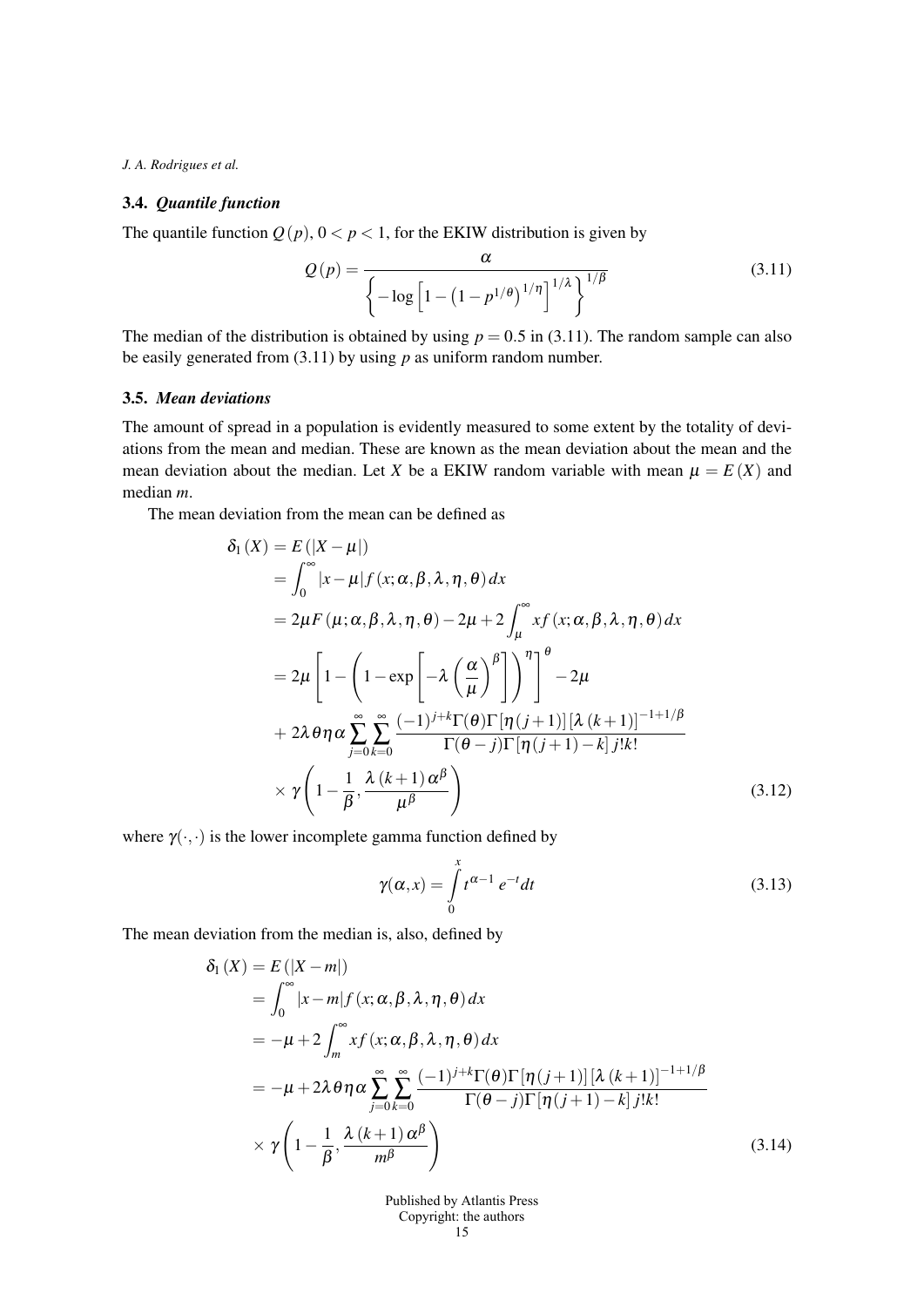### 3.4. *Quantile function*

The quantile function $Q(p)$, $0 < p < 1$, for the EKIW distribution is given by

$$Q(p) = \frac{\alpha}{\left\{-\log\left[1-\left(1-p^{1/\theta}\right)^{1/\eta}\right]^{1/\lambda}\right\}^{1/\beta}} \tag{3.11}$$

The median of the distribution is obtained by using $p = 0.5$ in (3.11). The random sample can also be easily generated from (3.11) by using $p$ as uniform random number.

### 3.5. *Mean deviations*

The amount of spread in a population is evidently measured to some extent by the totality of deviations from the mean and median. These are known as the mean deviation about the mean and the mean deviation about the median. Let $X$ be a EKIW random variable with mean $\mu = E(X)$ and median $m$.

The mean deviation from the mean can be defined as

$$\begin{aligned}
\delta_1(X) &= E(|X-\mu|) \\
&= \int_0^\infty |x-\mu| f(x;\alpha,\beta,\lambda,\eta,\theta)\,dx \\
&= 2\mu F(\mu;\alpha,\beta,\lambda,\eta,\theta) - 2\mu + 2\int_\mu^\infty x f(x;\alpha,\beta,\lambda,\eta,\theta)\,dx \\
&= 2\mu\left[1-\left(1-\exp\left[-\lambda\left(\frac{\alpha}{\mu}\right)^\beta\right]\right)^\eta\right]^\theta - 2\mu \\
&+ 2\lambda\theta\eta\alpha\sum_{j=0}^\infty\sum_{k=0}^\infty \frac{(-1)^{j+k}\Gamma(\theta)\Gamma[\eta(j+1)][\lambda(k+1)]^{-1+1/\beta}}{\Gamma(\theta-j)\Gamma[\eta(j+1)-k]\,j!k!} \\
&\times \gamma\left(1-\frac{1}{\beta}, \frac{\lambda(k+1)\alpha^\beta}{\mu^\beta}\right)
\end{aligned} \tag{3.12}$$

where $\gamma(\cdot,\cdot)$ is the lower incomplete gamma function defined by

$$\gamma(\alpha,x) = \int_0^x t^{\alpha-1} e^{-t} dt \tag{3.13}$$

The mean deviation from the median is, also, defined by

$$\begin{aligned}
\delta_1(X) &= E(|X-m|) \\
&= \int_0^\infty |x-m| f(x;\alpha,\beta,\lambda,\eta,\theta)\,dx \\
&= -\mu + 2\int_m^\infty x f(x;\alpha,\beta,\lambda,\eta,\theta)\,dx \\
&= -\mu + 2\lambda\theta\eta\alpha\sum_{j=0}^\infty\sum_{k=0}^\infty \frac{(-1)^{j+k}\Gamma(\theta)\Gamma[\eta(j+1)][\lambda(k+1)]^{-1+1/\beta}}{\Gamma(\theta-j)\Gamma[\eta(j+1)-k]\,j!k!} \\
&\times \gamma\left(1-\frac{1}{\beta}, \frac{\lambda(k+1)\alpha^\beta}{m^\beta}\right)
\end{aligned} \tag{3.14}$$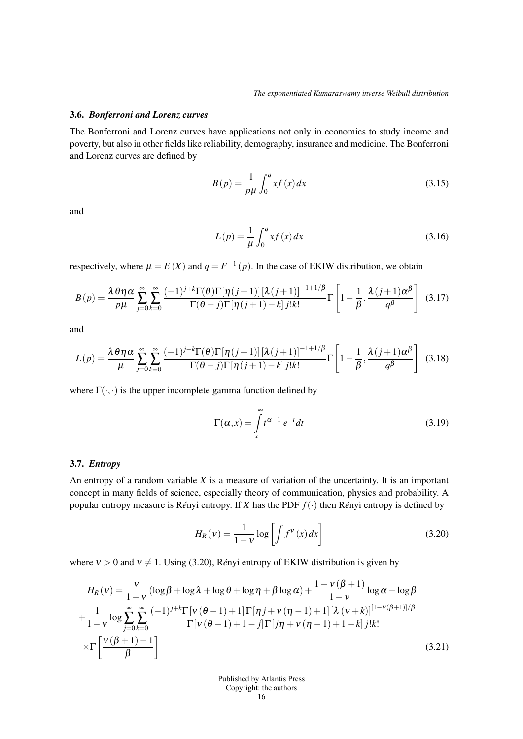### 3.6. *Bonferroni and Lorenz curves*

The Bonferroni and Lorenz curves have applications not only in economics to study income and poverty, but also in other fields like reliability, demography, insurance and medicine. The Bonferroni and Lorenz curves are defined by

$$B(p) = \frac{1}{p\mu}\int_0^q x f(x)\,dx \tag{3.15}$$

and

$$L(p) = \frac{1}{\mu}\int_0^q x f(x)\,dx \tag{3.16}$$

respectively, where $\mu = E(X)$ and $q = F^{-1}(p)$. In the case of EKIW distribution, we obtain

$$B(p) = \frac{\lambda\theta\eta\alpha}{p\mu}\sum_{j=0}^{\infty}\sum_{k=0}^{\infty}\frac{(-1)^{j+k}\Gamma(\theta)\Gamma[\eta(j+1)]\,[\lambda(j+1)]^{-1+1/\beta}}{\Gamma(\theta-j)\Gamma[\eta(j+1)-k]\,j!k!}\Gamma\left[1-\frac{1}{\beta},\frac{\lambda(j+1)\alpha^{\beta}}{q^{\beta}}\right] \tag{3.17}$$

and

$$L(p) = \frac{\lambda\theta\eta\alpha}{\mu}\sum_{j=0}^{\infty}\sum_{k=0}^{\infty}\frac{(-1)^{j+k}\Gamma(\theta)\Gamma[\eta(j+1)]\,[\lambda(j+1)]^{-1+1/\beta}}{\Gamma(\theta-j)\Gamma[\eta(j+1)-k]\,j!k!}\Gamma\left[1-\frac{1}{\beta},\frac{\lambda(j+1)\alpha^{\beta}}{q^{\beta}}\right] \tag{3.18}$$

where $\Gamma(\cdot,\cdot)$ is the upper incomplete gamma function defined by

$$\Gamma(\alpha,x) = \int_x^{\infty} t^{\alpha-1}\,e^{-t}dt \tag{3.19}$$

### 3.7. *Entropy*

An entropy of a random variable $X$ is a measure of variation of the uncertainty. It is an important concept in many fields of science, especially theory of communication, physics and probability. A popular entropy measure is Rényi entropy. If $X$ has the PDF $f(\cdot)$ then Rényi entropy is defined by

$$H_R(\nu) = \frac{1}{1-\nu}\log\left[\int f^{\nu}(x)\,dx\right] \tag{3.20}$$

where $\nu > 0$ and $\nu \neq 1$. Using (3.20), Rényi entropy of EKIW distribution is given by

$$\begin{aligned}
H_R(\nu) &= \frac{\nu}{1-\nu}(\log\beta+\log\lambda+\log\theta+\log\eta+\beta\log\alpha)+\frac{1-\nu(\beta+1)}{1-\nu}\log\alpha-\log\beta \\
&+\frac{1}{1-\nu}\log\sum_{j=0}^{\infty}\sum_{k=0}^{\infty}\frac{(-1)^{j+k}\Gamma[\nu(\theta-1)+1]\,\Gamma[\eta j+\nu(\eta-1)+1]\,[\lambda(\nu+k)]^{[1-\nu(\beta+1)]/\beta}}{\Gamma[\nu(\theta-1)+1-j]\,\Gamma[j\eta+\nu(\eta-1)+1-k]\,j!k!} \\
&\times\Gamma\left[\frac{\nu(\beta+1)-1}{\beta}\right]
\end{aligned} \tag{3.21}$$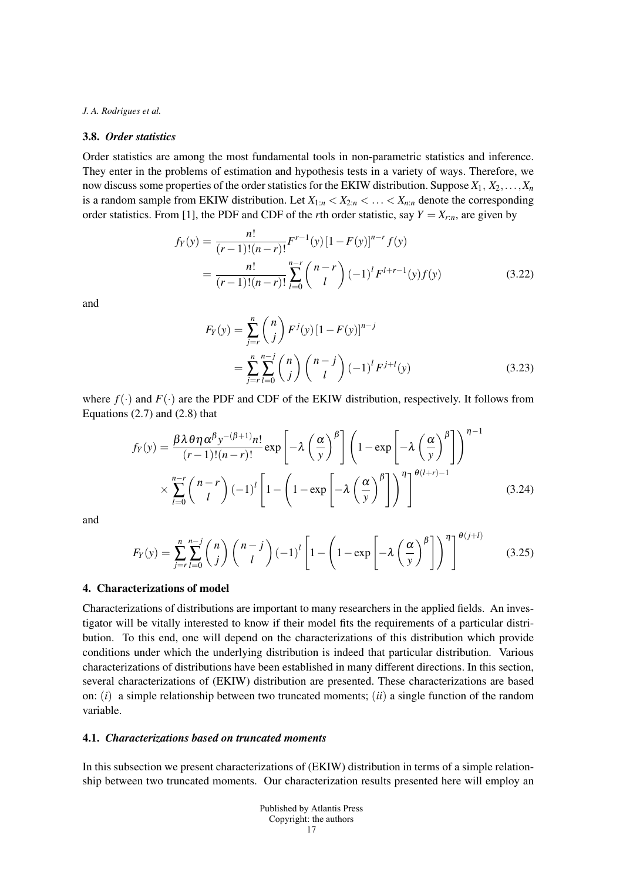### 3.8. *Order statistics*

Order statistics are among the most fundamental tools in non-parametric statistics and inference. They enter in the problems of estimation and hypothesis tests in a variety of ways. Therefore, we now discuss some properties of the order statistics for the EKIW distribution. Suppose $X_1, X_2, \ldots, X_n$ is a random sample from EKIW distribution. Let $X_{1:n} < X_{2:n} < \ldots < X_{n:n}$ denote the corresponding order statistics. From [1], the PDF and CDF of the $r$th order statistic, say $Y = X_{r:n}$, are given by

$$
\begin{aligned}
f_Y(y) &= \frac{n!}{(r-1)!(n-r)!} F^{r-1}(y) \left[1 - F(y)\right]^{n-r} f(y) \\
&= \frac{n!}{(r-1)!(n-r)!} \sum_{l=0}^{n-r} \binom{n-r}{l} (-1)^l F^{l+r-1}(y) f(y)
\end{aligned}
\tag{3.22}
$$

and

$$
\begin{aligned}
F_Y(y) &= \sum_{j=r}^{n} \binom{n}{j} F^j(y) \left[1 - F(y)\right]^{n-j} \\
&= \sum_{j=r}^{n} \sum_{l=0}^{n-j} \binom{n}{j} \binom{n-j}{l} (-1)^l F^{j+l}(y)
\end{aligned}
\tag{3.23}
$$

where $f(\cdot)$ and $F(\cdot)$ are the PDF and CDF of the EKIW distribution, respectively. It follows from Equations (2.7) and (2.8) that

$$
\begin{aligned}
f_Y(y) = {} & \frac{\beta \lambda \theta \eta \alpha^{\beta} y^{-(\beta+1)} n!}{(r-1)!(n-r)!} \exp\left[-\lambda \left(\frac{\alpha}{y}\right)^{\beta}\right] \left(1 - \exp\left[-\lambda \left(\frac{\alpha}{y}\right)^{\beta}\right]\right)^{\eta - 1} \\
& \times \sum_{l=0}^{n-r} \binom{n-r}{l} (-1)^l \left[1 - \left(1 - \exp\left[-\lambda \left(\frac{\alpha}{y}\right)^{\beta}\right]\right)^{\eta}\right]^{\theta(l+r)-1}
\end{aligned}
\tag{3.24}
$$

and

$$
F_Y(y) = \sum_{j=r}^{n} \sum_{l=0}^{n-j} \binom{n}{j} \binom{n-j}{l} (-1)^l \left[1 - \left(1 - \exp\left[-\lambda \left(\frac{\alpha}{y}\right)^{\beta}\right]\right)^{\eta}\right]^{\theta(j+l)}
\tag{3.25}
$$

## 4. Characterizations of model

Characterizations of distributions are important to many researchers in the applied fields. An investigator will be vitally interested to know if their model fits the requirements of a particular distribution. To this end, one will depend on the characterizations of this distribution which provide conditions under which the underlying distribution is indeed that particular distribution. Various characterizations of distributions have been established in many different directions. In this section, several characterizations of (EKIW) distribution are presented. These characterizations are based on: $(i)$ a simple relationship between two truncated moments; $(ii)$ a single function of the random variable.

### 4.1. *Characterizations based on truncated moments*

In this subsection we present characterizations of (EKIW) distribution in terms of a simple relationship between two truncated moments. Our characterization results presented here will employ an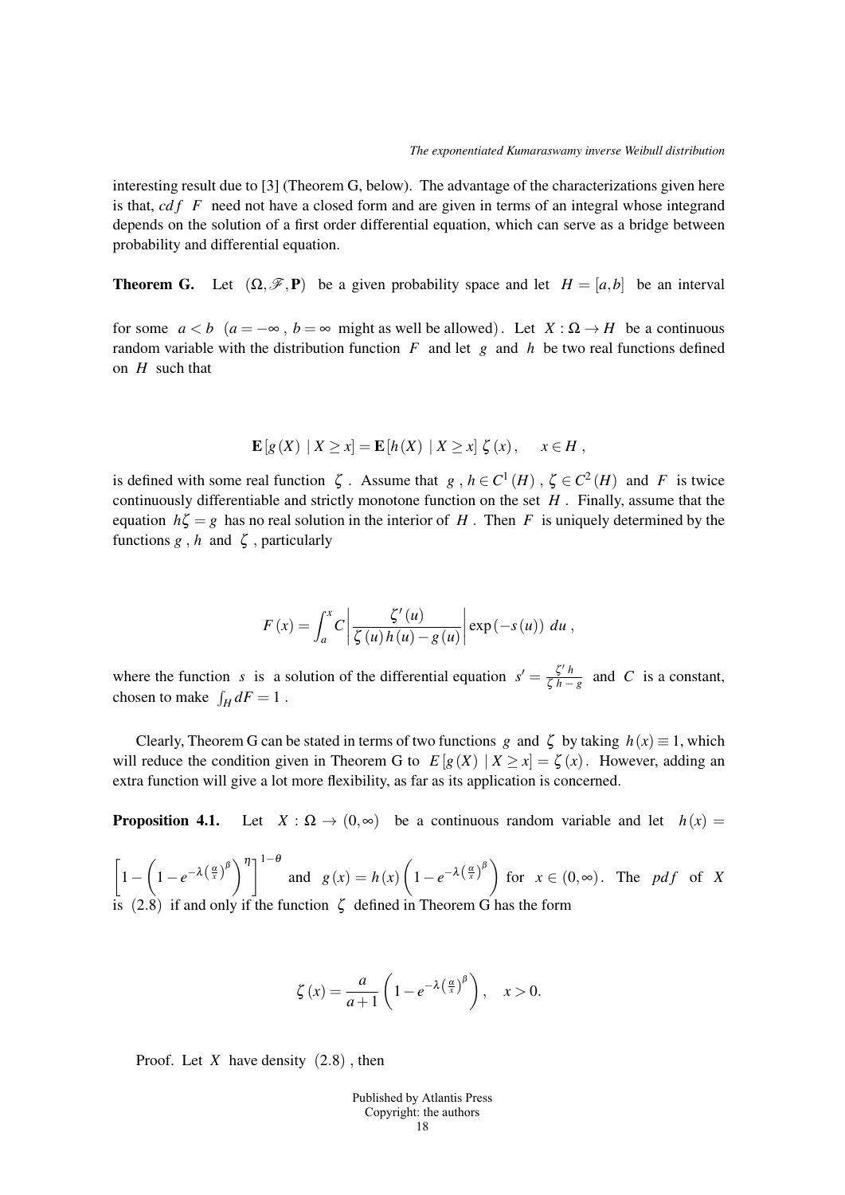interesting result due to [3] (Theorem G, below). The advantage of the characterizations given here is that, $cdf$ $F$ need not have a closed form and are given in terms of an integral whose integrand depends on the solution of a first order differential equation, which can serve as a bridge between probability and differential equation.

**Theorem G.** Let $(\Omega, \mathscr{F}, \mathbf{P})$ be a given probability space and let $H = [a,b]$ be an interval for some $a < b$ $(a = -\infty\ ,\ b = \infty$ might as well be allowed$)$. Let $X : \Omega \to H$ be a continuous random variable with the distribution function $F$ and let $g$ and $h$ be two real functions defined on $H$ such that

$$\mathbf{E}\left[g(X) \mid X \geq x\right] = \mathbf{E}\left[h(X) \mid X \geq x\right] \zeta(x), \quad x \in H\ ,$$

is defined with some real function $\zeta$. Assume that $g\ ,\ h \in C^1(H)\ ,\ \zeta \in C^2(H)$ and $F$ is twice continuously differentiable and strictly monotone function on the set $H$. Finally, assume that the equation $h\zeta = g$ has no real solution in the interior of $H$. Then $F$ is uniquely determined by the functions $g$ , $h$ and $\zeta$ , particularly

$$F(x) = \int_a^x C \left| \frac{\zeta'(u)}{\zeta(u)\,h(u) - g(u)} \right| \exp\left(-s(u)\right)\, du\ ,$$

where the function $s$ is a solution of the differential equation $s' = \frac{\zeta'\, h}{\zeta\, h\, -\, g}$ and $C$ is a constant, chosen to make $\int_H dF = 1$ .

Clearly, Theorem G can be stated in terms of two functions $g$ and $\zeta$ by taking $h(x) \equiv 1$, which will reduce the condition given in Theorem G to $E\left[g(X) \mid X \geq x\right] = \zeta(x)$. However, adding an extra function will give a lot more flexibility, as far as its application is concerned.

**Proposition 4.1.** Let $X : \Omega \to (0,\infty)$ be a continuous random variable and let $h(x) = \left[1 - \left(1 - e^{-\lambda\left(\frac{\alpha}{x}\right)^{\beta}}\right)^{\eta}\right]^{1-\theta}$ and $g(x) = h(x)\left(1 - e^{-\lambda\left(\frac{\alpha}{x}\right)^{\beta}}\right)$ for $x \in (0,\infty)$. The $pdf$ of $X$ is $(2.8)$ if and only if the function $\zeta$ defined in Theorem G has the form

$$\zeta(x) = \frac{a}{a+1}\left(1 - e^{-\lambda\left(\frac{\alpha}{x}\right)^{\beta}}\right), \quad x > 0.$$

Proof. Let $X$ have density $(2.8)$ , then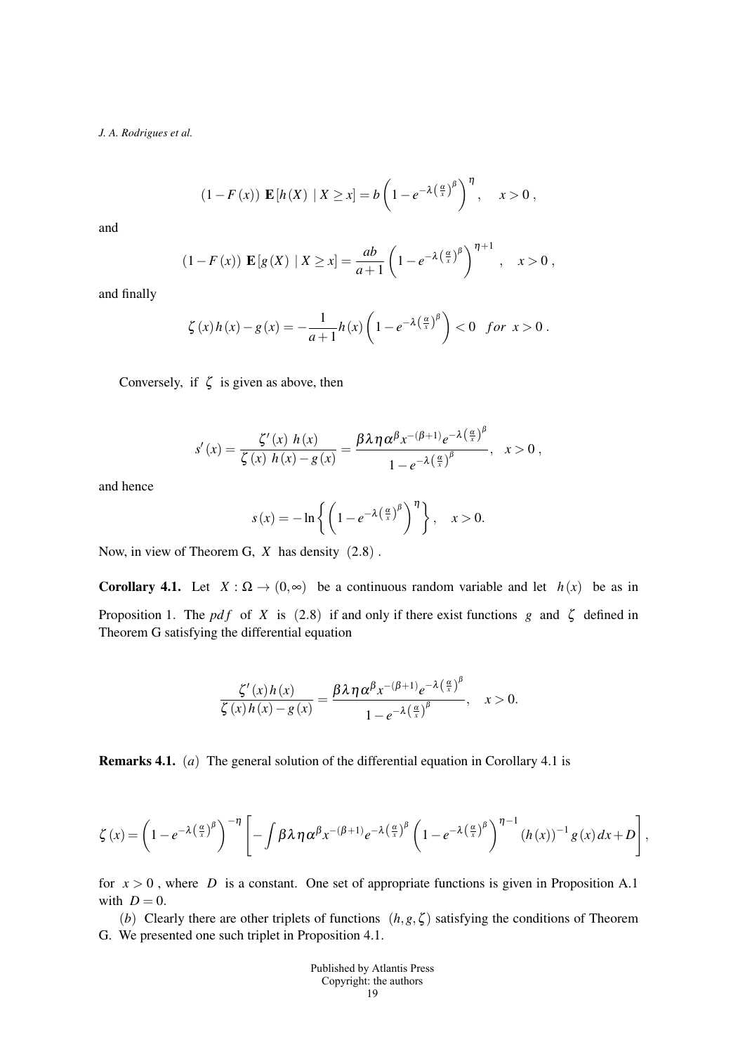$$(1-F(x))\ \mathbf{E}[h(X)\ |\ X\geq x]=b\left(1-e^{-\lambda\left(\frac{\alpha}{x}\right)^{\beta}}\right)^{\eta},\quad x>0\,,$$

and

$$(1-F(x))\ \mathbf{E}[g(X)\ |\ X\geq x]=\frac{ab}{a+1}\left(1-e^{-\lambda\left(\frac{\alpha}{x}\right)^{\beta}}\right)^{\eta+1},\quad x>0\,,$$

and finally

$$\zeta(x)h(x)-g(x)=-\frac{1}{a+1}h(x)\left(1-e^{-\lambda\left(\frac{\alpha}{x}\right)^{\beta}}\right)<0\quad for\ \ x>0\,.$$

Conversely, if $\zeta$ is given as above, then

$$s'(x)=\frac{\zeta'(x)\ h(x)}{\zeta(x)\ h(x)-g(x)}=\frac{\beta\lambda\eta\alpha^{\beta}x^{-(\beta+1)}e^{-\lambda\left(\frac{\alpha}{x}\right)^{\beta}}}{1-e^{-\lambda\left(\frac{\alpha}{x}\right)^{\beta}}},\quad x>0\,,$$

and hence

$$s(x)=-\ln\left\{\left(1-e^{-\lambda\left(\frac{\alpha}{x}\right)^{\beta}}\right)^{\eta}\right\},\quad x>0.$$

Now, in view of Theorem G, $X$ has density $(2.8)$.

**Corollary 4.1.** Let $X:\Omega\rightarrow(0,\infty)$ be a continuous random variable and let $h(x)$ be as in Proposition 1. The $pdf$ of $X$ is $(2.8)$ if and only if there exist functions $g$ and $\zeta$ defined in Theorem G satisfying the differential equation

$$\frac{\zeta'(x)h(x)}{\zeta(x)h(x)-g(x)}=\frac{\beta\lambda\eta\alpha^{\beta}x^{-(\beta+1)}e^{-\lambda\left(\frac{\alpha}{x}\right)^{\beta}}}{1-e^{-\lambda\left(\frac{\alpha}{x}\right)^{\beta}}},\quad x>0.$$

**Remarks 4.1.** $(a)$ The general solution of the differential equation in Corollary 4.1 is

$$\zeta(x)=\left(1-e^{-\lambda\left(\frac{\alpha}{x}\right)^{\beta}}\right)^{-\eta}\left[-\int\beta\lambda\eta\alpha^{\beta}x^{-(\beta+1)}e^{-\lambda\left(\frac{\alpha}{x}\right)^{\beta}}\left(1-e^{-\lambda\left(\frac{\alpha}{x}\right)^{\beta}}\right)^{\eta-1}(h(x))^{-1}g(x)\,dx+D\right],$$

for $x>0$, where $D$ is a constant. One set of appropriate functions is given in Proposition A.1 with $D=0$.

$(b)$ Clearly there are other triplets of functions $(h,g,\zeta)$ satisfying the conditions of Theorem G. We presented one such triplet in Proposition 4.1.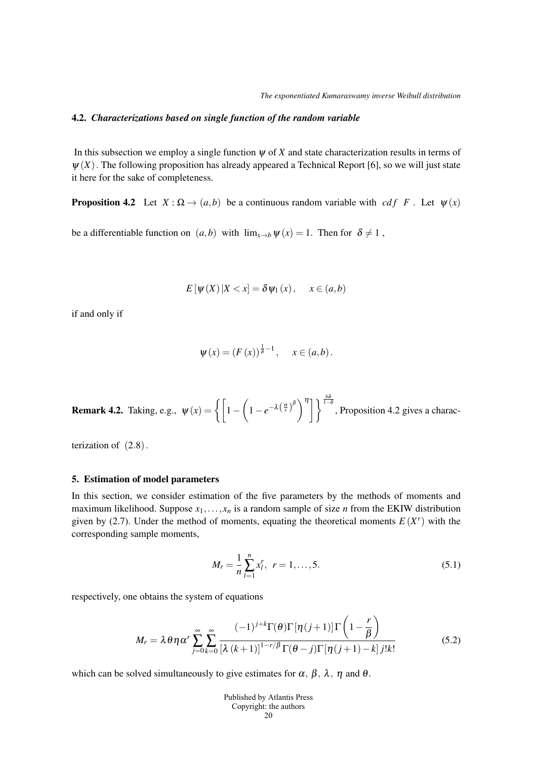### 4.2. *Characterizations based on single function of the random variable*

In this subsection we employ a single function $\psi$ of $X$ and state characterization results in terms of $\psi(X)$. The following proposition has already appeared a Technical Report [6], so we will just state it here for the sake of completeness.

**Proposition 4.2** Let $X : \Omega \to (a,b)$ be a continuous random variable with $cdf$ $F$. Let $\psi(x)$ be a differentiable function on $(a,b)$ with $\lim_{x\to b} \psi(x) = 1$. Then for $\delta \neq 1$,

$$E[\psi(X)|X < x] = \delta \psi_1(x), \quad x \in (a,b)$$

if and only if

$$\psi(x) = (F(x))^{\frac{1}{\delta}-1}, \quad x \in (a,b).$$

**Remark 4.2.** Taking, e.g., $\psi(x) = \left\{ \left[ 1 - \left( 1 - e^{-\lambda\left(\frac{\alpha}{x}\right)^{\beta}} \right)^{\eta} \right] \right\}^{\frac{b\delta}{1-\delta}}$, Proposition 4.2 gives a characterization of $(2.8)$.

## 5. Estimation of model parameters

In this section, we consider estimation of the five parameters by the methods of moments and maximum likelihood. Suppose $x_1, \ldots, x_n$ is a random sample of size $n$ from the EKIW distribution given by (2.7). Under the method of moments, equating the theoretical moments $E(X^r)$ with the corresponding sample moments,

$$M_r = \frac{1}{n}\sum_{l=1}^{n} x_l^r, \;\; r = 1, \ldots, 5. \tag{5.1}$$

respectively, one obtains the system of equations

$$M_r = \lambda\theta\eta\alpha^r \sum_{j=0}^{\infty}\sum_{k=0}^{\infty} \frac{(-1)^{j+k}\Gamma(\theta)\Gamma[\eta(j+1)]\Gamma\left(1-\dfrac{r}{\beta}\right)}{[\lambda(k+1)]^{1-r/\beta}\Gamma(\theta-j)\Gamma[\eta(j+1)-k]\,j!k!} \tag{5.2}$$

which can be solved simultaneously to give estimates for $\alpha$, $\beta$, $\lambda$, $\eta$ and $\theta$.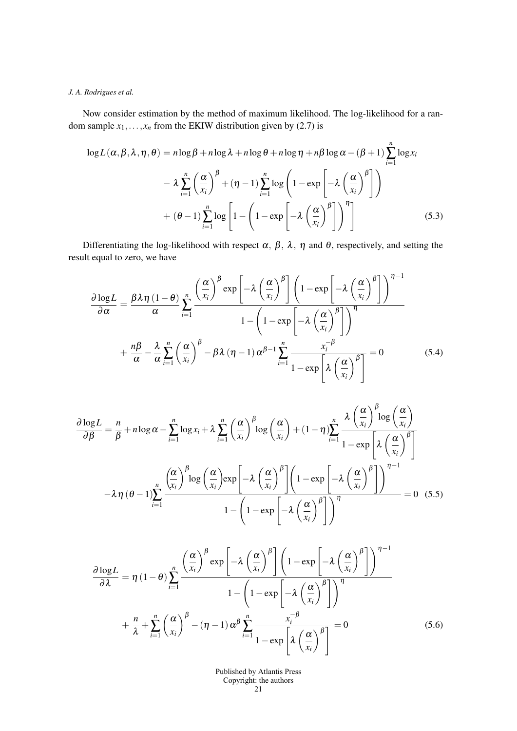Now consider estimation by the method of maximum likelihood. The log-likelihood for a random sample $x_1, \ldots, x_n$ from the EKIW distribution given by (2.7) is

$$
\begin{aligned}
\log L(\alpha,\beta,\lambda,\eta,\theta) &= n\log\beta + n\log\lambda + n\log\theta + n\log\eta + n\beta\log\alpha - (\beta+1)\sum_{i=1}^{n}\log x_i \\
&- \lambda\sum_{i=1}^{n}\left(\frac{\alpha}{x_i}\right)^{\beta} + (\eta-1)\sum_{i=1}^{n}\log\left(1-\exp\left[-\lambda\left(\frac{\alpha}{x_i}\right)^{\beta}\right]\right) \\
&+ (\theta-1)\sum_{i=1}^{n}\log\left[1-\left(1-\exp\left[-\lambda\left(\frac{\alpha}{x_i}\right)^{\beta}\right]\right)^{\eta}\right] \qquad (5.3)
\end{aligned}
$$

Differentiating the log-likelihood with respect $\alpha,\ \beta,\ \lambda,\ \eta$ and $\theta$, respectively, and setting the result equal to zero, we have

$$
\begin{aligned}
\frac{\partial \log L}{\partial \alpha} &= \frac{\beta\lambda\eta(1-\theta)}{\alpha}\sum_{i=1}^{n}\frac{\left(\frac{\alpha}{x_i}\right)^{\beta}\exp\left[-\lambda\left(\frac{\alpha}{x_i}\right)^{\beta}\right]\left(1-\exp\left[-\lambda\left(\frac{\alpha}{x_i}\right)^{\beta}\right]\right)^{\eta-1}}{1-\left(1-\exp\left[-\lambda\left(\frac{\alpha}{x_i}\right)^{\beta}\right]\right)^{\eta}} \\
&+ \frac{n\beta}{\alpha} - \frac{\lambda}{\alpha}\sum_{i=1}^{n}\left(\frac{\alpha}{x_i}\right)^{\beta} - \beta\lambda(\eta-1)\alpha^{\beta-1}\sum_{i=1}^{n}\frac{x_i^{-\beta}}{1-\exp\left[\lambda\left(\frac{\alpha}{x_i}\right)^{\beta}\right]} = 0 \qquad (5.4)
\end{aligned}
$$

$$
\begin{aligned}
\frac{\partial \log L}{\partial \beta} &= \frac{n}{\beta} + n\log\alpha - \sum_{i=1}^{n}\log x_i + \lambda\sum_{i=1}^{n}\left(\frac{\alpha}{x_i}\right)^{\beta}\log\left(\frac{\alpha}{x_i}\right) + (1-\eta)\sum_{i=1}^{n}\frac{\lambda\left(\frac{\alpha}{x_i}\right)^{\beta}\log\left(\frac{\alpha}{x_i}\right)}{1-\exp\left[\lambda\left(\frac{\alpha}{x_i}\right)^{\beta}\right]} \\
&-\lambda\eta(\theta-1)\sum_{i=1}^{n}\frac{\left(\frac{\alpha}{x_i}\right)^{\beta}\log\left(\frac{\alpha}{x_i}\right)\exp\left[-\lambda\left(\frac{\alpha}{x_i}\right)^{\beta}\right]\left(1-\exp\left[-\lambda\left(\frac{\alpha}{x_i}\right)^{\beta}\right]\right)^{\eta-1}}{1-\left(1-\exp\left[-\lambda\left(\frac{\alpha}{x_i}\right)^{\beta}\right]\right)^{\eta}} = 0 \qquad (5.5)
\end{aligned}
$$

$$
\begin{aligned}
\frac{\partial \log L}{\partial \lambda} &= \eta(1-\theta)\sum_{i=1}^{n}\frac{\left(\frac{\alpha}{x_i}\right)^{\beta}\exp\left[-\lambda\left(\frac{\alpha}{x_i}\right)^{\beta}\right]\left(1-\exp\left[-\lambda\left(\frac{\alpha}{x_i}\right)^{\beta}\right]\right)^{\eta-1}}{1-\left(1-\exp\left[-\lambda\left(\frac{\alpha}{x_i}\right)^{\beta}\right]\right)^{\eta}} \\
&+ \frac{n}{\lambda} + \sum_{i=1}^{n}\left(\frac{\alpha}{x_i}\right)^{\beta} - (\eta-1)\alpha^{\beta}\sum_{i=1}^{n}\frac{x_i^{-\beta}}{1-\exp\left[\lambda\left(\frac{\alpha}{x_i}\right)^{\beta}\right]} = 0 \qquad (5.6)
\end{aligned}
$$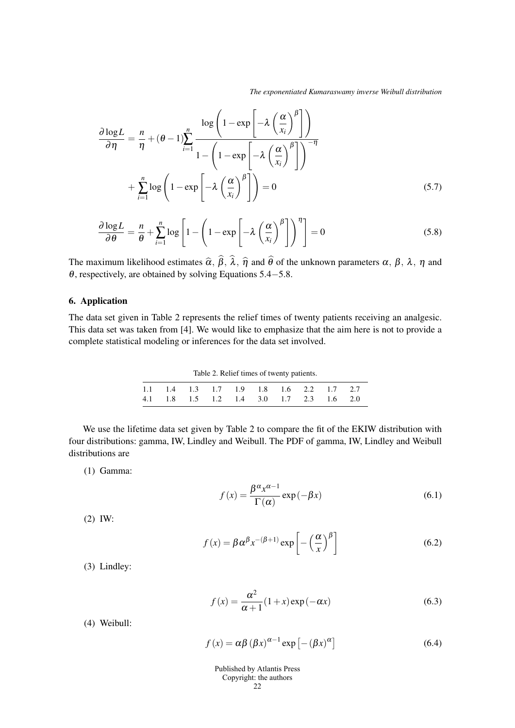$$\frac{\partial \log L}{\partial \eta} = \frac{n}{\eta} + (\theta - 1) \sum_{i=1}^{n} \frac{\log\left(1 - \exp\left[-\lambda\left(\frac{\alpha}{x_i}\right)^{\beta}\right]\right)}{1 - \left(1 - \exp\left[-\lambda\left(\frac{\alpha}{x_i}\right)^{\beta}\right]\right)^{-\eta}} + \sum_{i=1}^{n} \log\left(1 - \exp\left[-\lambda\left(\frac{\alpha}{x_i}\right)^{\beta}\right]\right) = 0 \tag{5.7}$$

$$\frac{\partial \log L}{\partial \theta} = \frac{n}{\theta} + \sum_{i=1}^{n} \log\left[1 - \left(1 - \exp\left[-\lambda\left(\frac{\alpha}{x_i}\right)^{\beta}\right]\right)^{\eta}\right] = 0 \tag{5.8}$$

The maximum likelihood estimates $\widehat{\alpha}$, $\widehat{\beta}$, $\widehat{\lambda}$, $\widehat{\eta}$ and $\widehat{\theta}$ of the unknown parameters $\alpha$, $\beta$, $\lambda$, $\eta$ and $\theta$, respectively, are obtained by solving Equations 5.4−5.8.

## 6. Application

The data set given in Table 2 represents the relief times of twenty patients receiving an analgesic. This data set was taken from [4]. We would like to emphasize that the aim here is not to provide a complete statistical modeling or inferences for the data set involved.

Table 2. Relief times of twenty patients.

| | | | | | | | | | |
|---|---|---|---|---|---|---|---|---|---|
| 1.1 | 1.4 | 1.3 | 1.7 | 1.9 | 1.8 | 1.6 | 2.2 | 1.7 | 2.7 |
| 4.1 | 1.8 | 1.5 | 1.2 | 1.4 | 3.0 | 1.7 | 2.3 | 1.6 | 2.0 |

We use the lifetime data set given by Table 2 to compare the fit of the EKIW distribution with four distributions: gamma, IW, Lindley and Weibull. The PDF of gamma, IW, Lindley and Weibull distributions are

(1) Gamma:

$$f(x) = \frac{\beta^{\alpha} x^{\alpha-1}}{\Gamma(\alpha)} \exp(-\beta x) \tag{6.1}$$

(2) IW:

$$f(x) = \beta \alpha^{\beta} x^{-(\beta+1)} \exp\left[-\left(\frac{\alpha}{x}\right)^{\beta}\right] \tag{6.2}$$

(3) Lindley:

$$f(x) = \frac{\alpha^2}{\alpha+1}(1+x)\exp(-\alpha x) \tag{6.3}$$

(4) Weibull:

$$f(x) = \alpha\beta(\beta x)^{\alpha-1} \exp\left[-(\beta x)^{\alpha}\right] \tag{6.4}$$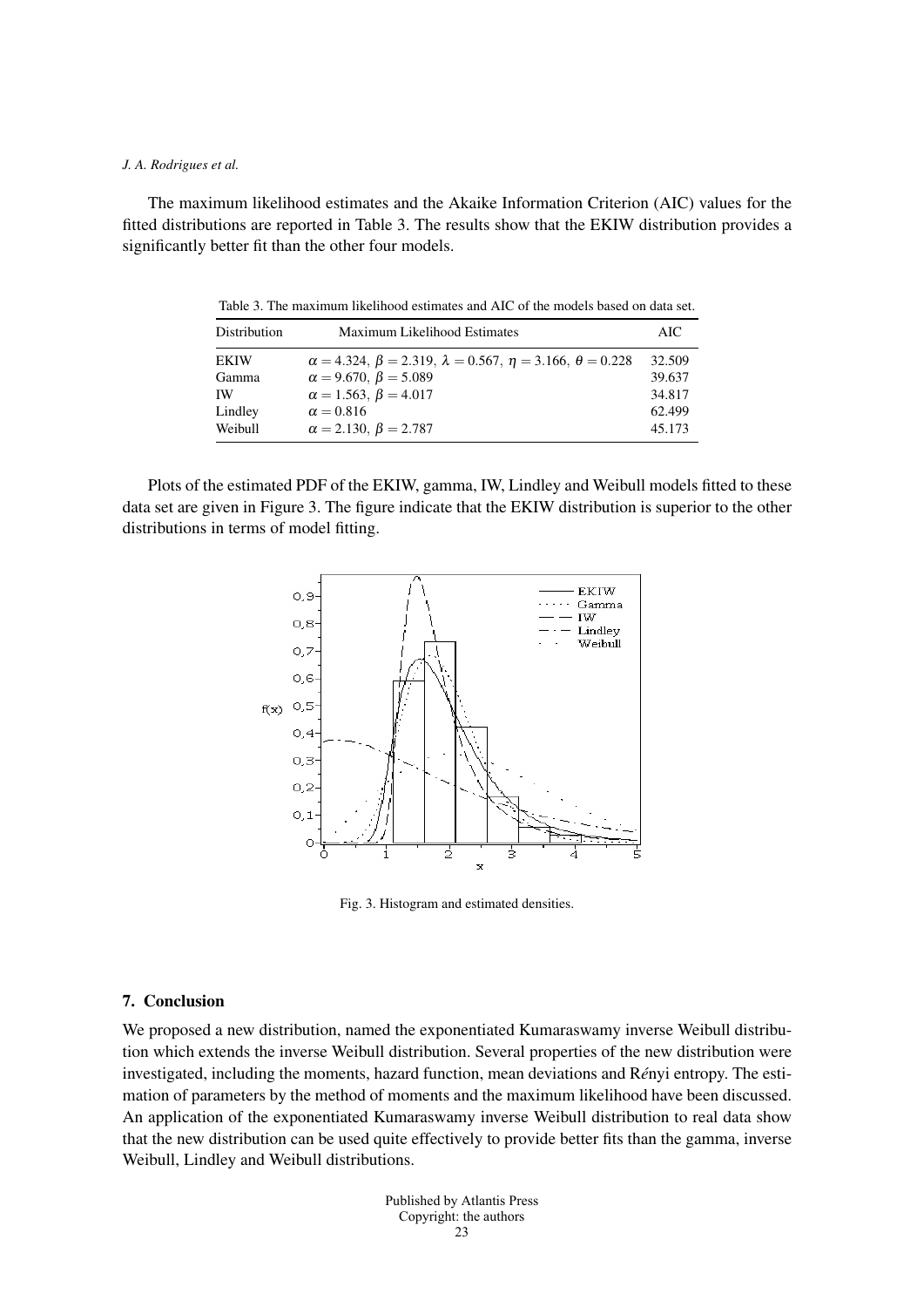The maximum likelihood estimates and the Akaike Information Criterion (AIC) values for the fitted distributions are reported in Table 3. The results show that the EKIW distribution provides a significantly better fit than the other four models.

Table 3. The maximum likelihood estimates and AIC of the models based on data set.

| Distribution | Maximum Likelihood Estimates | AIC |
|---|---|---|
| EKIW | $\alpha = 4.324,\ \beta = 2.319,\ \lambda = 0.567,\ \eta = 3.166,\ \theta = 0.228$ | 32.509 |
| Gamma | $\alpha = 9.670,\ \beta = 5.089$ | 39.637 |
| IW | $\alpha = 1.563,\ \beta = 4.017$ | 34.817 |
| Lindley | $\alpha = 0.816$ | 62.499 |
| Weibull | $\alpha = 2.130,\ \beta = 2.787$ | 45.173 |

Plots of the estimated PDF of the EKIW, gamma, IW, Lindley and Weibull models fitted to these data set are given in Figure 3. The figure indicate that the EKIW distribution is superior to the other distributions in terms of model fitting.

Fig. 3. Histogram and estimated densities.

## 7. Conclusion

We proposed a new distribution, named the exponentiated Kumaraswamy inverse Weibull distribution which extends the inverse Weibull distribution. Several properties of the new distribution were investigated, including the moments, hazard function, mean deviations and Rényi entropy. The estimation of parameters by the method of moments and the maximum likelihood have been discussed. An application of the exponentiated Kumaraswamy inverse Weibull distribution to real data show that the new distribution can be used quite effectively to provide better fits than the gamma, inverse Weibull, Lindley and Weibull distributions.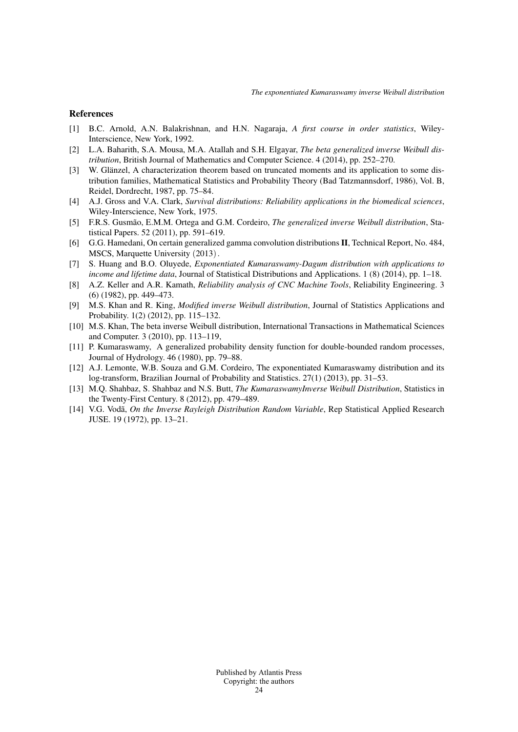## References

[1] B.C. Arnold, A.N. Balakrishnan, and H.N. Nagaraja, *A first course in order statistics*, Wiley-Interscience, New York, 1992.

[2] L.A. Baharith, S.A. Mousa, M.A. Atallah and S.H. Elgayar, *The beta generalized inverse Weibull distribution*, British Journal of Mathematics and Computer Science. 4 (2014), pp. 252–270.

[3] W. Glänzel, A characterization theorem based on truncated moments and its application to some distribution families, Mathematical Statistics and Probability Theory (Bad Tatzmannsdorf, 1986), Vol. B, Reidel, Dordrecht, 1987, pp. 75–84.

[4] A.J. Gross and V.A. Clark, *Survival distributions: Reliability applications in the biomedical sciences*, Wiley-Interscience, New York, 1975.

[5] F.R.S. Gusmão, E.M.M. Ortega and G.M. Cordeiro, *The generalized inverse Weibull distribution*, Statistical Papers. 52 (2011), pp. 591–619.

[6] G.G. Hamedani, On certain generalized gamma convolution distributions **II**, Technical Report, No. 484, MSCS, Marquette University (2013).

[7] S. Huang and B.O. Oluyede, *Exponentiated Kumaraswamy-Dagum distribution with applications to income and lifetime data*, Journal of Statistical Distributions and Applications. 1 (8) (2014), pp. 1–18.

[8] A.Z. Keller and A.R. Kamath, *Reliability analysis of CNC Machine Tools*, Reliability Engineering. 3 (6) (1982), pp. 449–473.

[9] M.S. Khan and R. King, *Modified inverse Weibull distribution*, Journal of Statistics Applications and Probability. 1(2) (2012), pp. 115–132.

[10] M.S. Khan, The beta inverse Weibull distribution, International Transactions in Mathematical Sciences and Computer. 3 (2010), pp. 113–119,

[11] P. Kumaraswamy, A generalized probability density function for double-bounded random processes, Journal of Hydrology. 46 (1980), pp. 79–88.

[12] A.J. Lemonte, W.B. Souza and G.M. Cordeiro, The exponentiated Kumaraswamy distribution and its log-transform, Brazilian Journal of Probability and Statistics. 27(1) (2013), pp. 31–53.

[13] M.Q. Shahbaz, S. Shahbaz and N.S. Butt, *The KumaraswamyInverse Weibull Distribution*, Statistics in the Twenty-First Century. 8 (2012), pp. 479–489.

[14] V.G. Vodă, *On the Inverse Rayleigh Distribution Random Variable*, Rep Statistical Applied Research JUSE. 19 (1972), pp. 13–21.